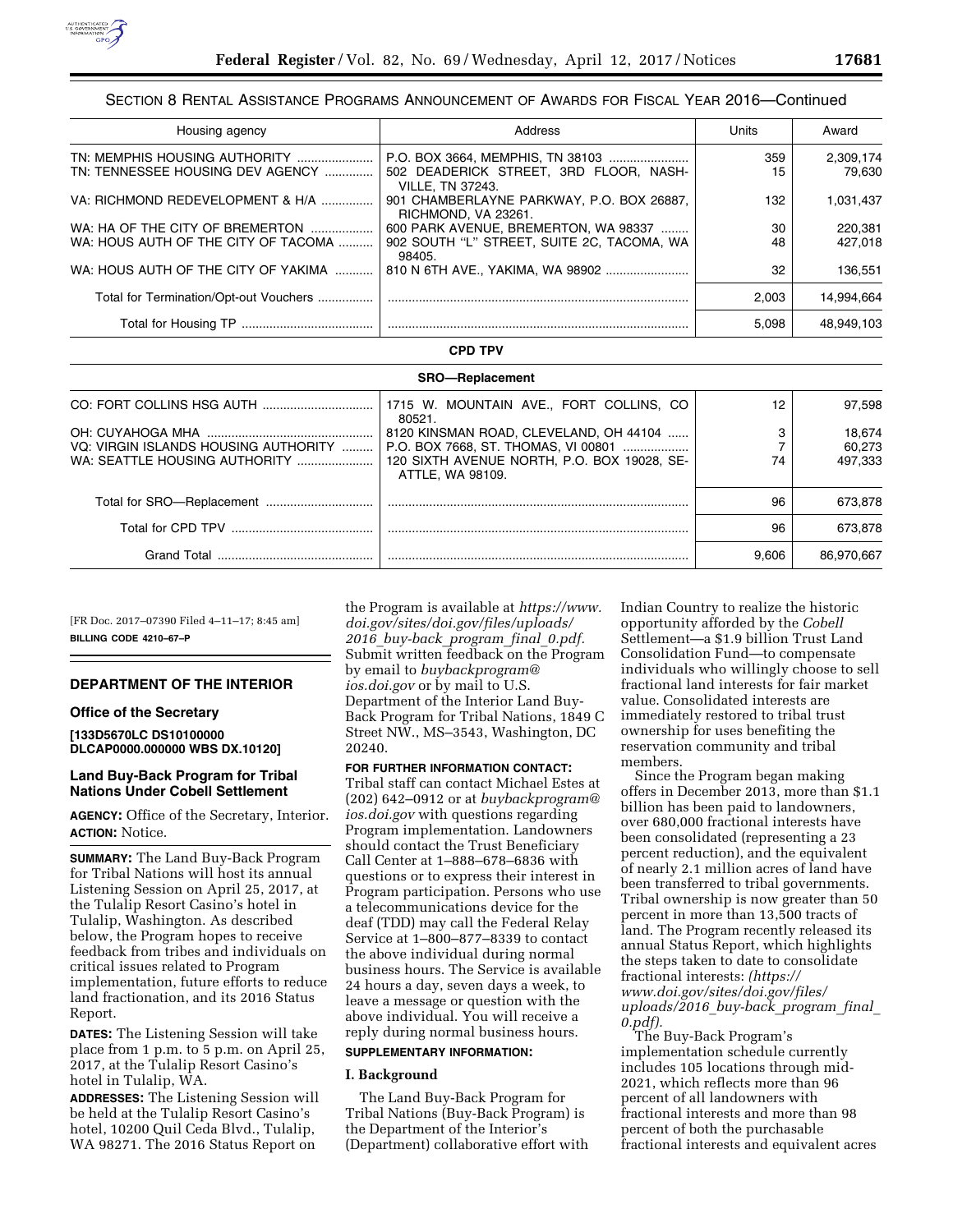## SECTION 8 RENTAL ASSISTANCE PROGRAMS ANNOUNCEMENT OF AWARDS FOR FISCAL YEAR 2016—Continued

| Housing agency | Address | Units | Award |
|---|---|---|---|
| TN: MEMPHIS HOUSING AUTHORITY | P.O. BOX 3664, MEMPHIS, TN 38103 | 359 | 2,309,174 |
| TN: TENNESSEE HOUSING DEV AGENCY | 502 DEADERICK STREET, 3RD FLOOR, NASHVILLE, TN 37243. | 15 | 79,630 |
| VA: RICHMOND REDEVELOPMENT & H/A | 901 CHAMBERLAYNE PARKWAY, P.O. BOX 26887, RICHMOND, VA 23261. | 132 | 1,031,437 |
| WA: HA OF THE CITY OF BREMERTON | 600 PARK AVENUE, BREMERTON, WA 98337 | 30 | 220,381 |
| WA: HOUS AUTH OF THE CITY OF TACOMA | 902 SOUTH "L" STREET, SUITE 2C, TACOMA, WA 98405. | 48 | 427,018 |
| WA: HOUS AUTH OF THE CITY OF YAKIMA | 810 N 6TH AVE., YAKIMA, WA 98902 | 32 | 136,551 |
| Total for Termination/Opt-out Vouchers | | 2,003 | 14,994,664 |
| Total for Housing TP | | 5,098 | 48,949,103 |
| **CPD TPV** | | | |
| **SRO—Replacement** | | | |
| CO: FORT COLLINS HSG AUTH | 1715 W. MOUNTAIN AVE., FORT COLLINS, CO 80521. | 12 | 97,598 |
| OH: CUYAHOGA MHA | 8120 KINSMAN ROAD, CLEVELAND, OH 44104 | 3 | 18,674 |
| VQ: VIRGIN ISLANDS HOUSING AUTHORITY | P.O. BOX 7668, ST. THOMAS, VI 00801 | 7 | 60,273 |
| WA: SEATTLE HOUSING AUTHORITY | 120 SIXTH AVENUE NORTH, P.O. BOX 19028, SEATTLE, WA 98109. | 74 | 497,333 |
| Total for SRO—Replacement | | 96 | 673,878 |
| Total for CPD TPV | | 96 | 673,878 |
| Grand Total | | 9,606 | 86,970,667 |

[FR Doc. 2017–07390 Filed 4–11–17; 8:45 am]

**BILLING CODE 4210–67–P**

## DEPARTMENT OF THE INTERIOR

### Office of the Secretary

**[133D5670LC DS10100000 DLCAP0000.000000 WBS DX.10120]**

### Land Buy-Back Program for Tribal Nations Under Cobell Settlement

**AGENCY:** Office of the Secretary, Interior.

**ACTION:** Notice.

**SUMMARY:** The Land Buy-Back Program for Tribal Nations will host its annual Listening Session on April 25, 2017, at the Tulalip Resort Casino's hotel in Tulalip, Washington. As described below, the Program hopes to receive feedback from tribes and individuals on critical issues related to Program implementation, future efforts to reduce land fractionation, and its 2016 Status Report.

**DATES:** The Listening Session will take place from 1 p.m. to 5 p.m. on April 25, 2017, at the Tulalip Resort Casino's hotel in Tulalip, WA.

**ADDRESSES:** The Listening Session will be held at the Tulalip Resort Casino's hotel, 10200 Quil Ceda Blvd., Tulalip, WA 98271. The 2016 Status Report on the Program is available at *https://www.doi.gov/sites/doi.gov/files/uploads/2016_buy-back_program_final_0.pdf.* Submit written feedback on the Program by email to *buybackprogram@ios.doi.gov* or by mail to U.S. Department of the Interior Land Buy-Back Program for Tribal Nations, 1849 C Street NW., MS–3543, Washington, DC 20240.

**FOR FURTHER INFORMATION CONTACT:** Tribal staff can contact Michael Estes at (202) 642–0912 or at *buybackprogram@ios.doi.gov* with questions regarding Program implementation. Landowners should contact the Trust Beneficiary Call Center at 1–888–678–6836 with questions or to express their interest in Program participation. Persons who use a telecommunications device for the deaf (TDD) may call the Federal Relay Service at 1–800–877–8339 to contact the above individual during normal business hours. The Service is available 24 hours a day, seven days a week, to leave a message or question with the above individual. You will receive a reply during normal business hours.

**SUPPLEMENTARY INFORMATION:**

### I. Background

The Land Buy-Back Program for Tribal Nations (Buy-Back Program) is the Department of the Interior's (Department) collaborative effort with Indian Country to realize the historic opportunity afforded by the *Cobell* Settlement—a $1.9 billion Trust Land Consolidation Fund—to compensate individuals who willingly choose to sell fractional land interests for fair market value. Consolidated interests are immediately restored to tribal trust ownership for uses benefiting the reservation community and tribal members.

Since the Program began making offers in December 2013, more than $1.1 billion has been paid to landowners, over 680,000 fractional interests have been consolidated (representing a 23 percent reduction), and the equivalent of nearly 2.1 million acres of land have been transferred to tribal governments. Tribal ownership is now greater than 50 percent in more than 13,500 tracts of land. The Program recently released its annual Status Report, which highlights the steps taken to date to consolidate fractional interests: *(https://www.doi.gov/sites/doi.gov/files/uploads/2016_buy-back_program_final_0.pdf).*

The Buy-Back Program's implementation schedule currently includes 105 locations through mid-2021, which reflects more than 96 percent of all landowners with fractional interests and more than 98 percent of both the purchasable fractional interests and equivalent acres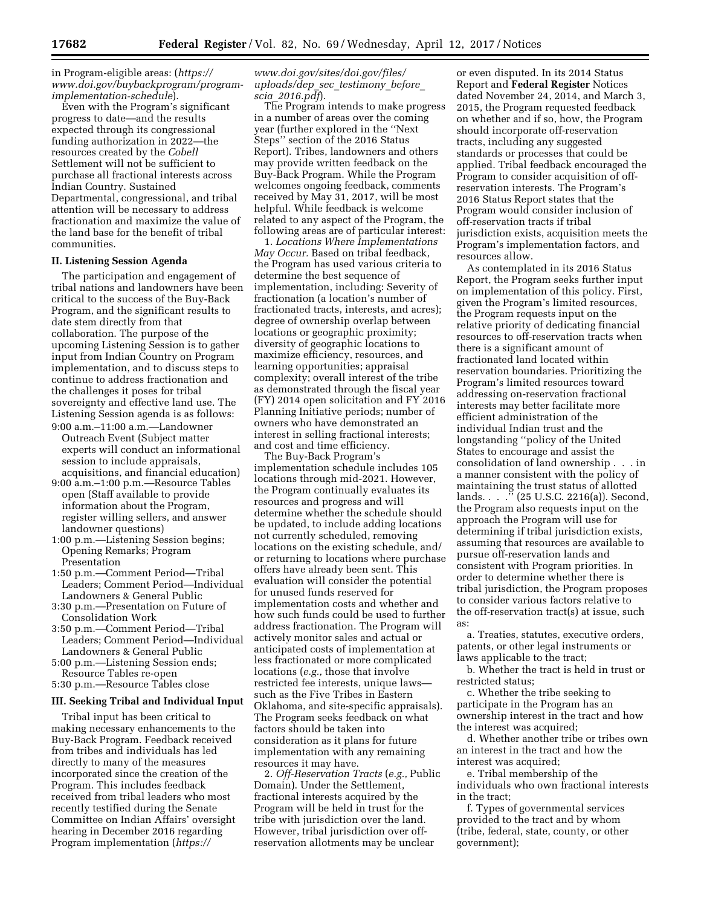in Program-eligible areas: (*https://www.doi.gov/buybackprogram/program-implementation-schedule*).

Even with the Program's significant progress to date—and the results expected through its congressional funding authorization in 2022—the resources created by the *Cobell* Settlement will not be sufficient to purchase all fractional interests across Indian Country. Sustained Departmental, congressional, and tribal attention will be necessary to address fractionation and maximize the value of the land base for the benefit of tribal communities.

## II. Listening Session Agenda

The participation and engagement of tribal nations and landowners have been critical to the success of the Buy-Back Program, and the significant results to date stem directly from that collaboration. The purpose of the upcoming Listening Session is to gather input from Indian Country on Program implementation, and to discuss steps to continue to address fractionation and the challenges it poses for tribal sovereignty and effective land use. The Listening Session agenda is as follows:

9:00 a.m.–11:00 a.m.—Landowner Outreach Event (Subject matter experts will conduct an informational session to include appraisals, acquisitions, and financial education)
9:00 a.m.–1:00 p.m.—Resource Tables open (Staff available to provide information about the Program, register willing sellers, and answer landowner questions)
1:00 p.m.—Listening Session begins; Opening Remarks; Program Presentation
1:50 p.m.—Comment Period—Tribal Leaders; Comment Period—Individual Landowners & General Public
3:30 p.m.—Presentation on Future of Consolidation Work
3:50 p.m.—Comment Period—Tribal Leaders; Comment Period—Individual Landowners & General Public
5:00 p.m.—Listening Session ends; Resource Tables re-open
5:30 p.m.—Resource Tables close

## III. Seeking Tribal and Individual Input

Tribal input has been critical to making necessary enhancements to the Buy-Back Program. Feedback received from tribes and individuals has led directly to many of the measures incorporated since the creation of the Program. This includes feedback received from tribal leaders who most recently testified during the Senate Committee on Indian Affairs' oversight hearing in December 2016 regarding Program implementation (*https://www.doi.gov/sites/doi.gov/files/uploads/dep_sec_testimony_before_scia_2016.pdf*).

The Program intends to make progress in a number of areas over the coming year (further explored in the "Next Steps" section of the 2016 Status Report). Tribes, landowners and others may provide written feedback on the Buy-Back Program. While the Program welcomes ongoing feedback, comments received by May 31, 2017, will be most helpful. While feedback is welcome related to any aspect of the Program, the following areas are of particular interest:

1. *Locations Where Implementations May Occur.* Based on tribal feedback, the Program has used various criteria to determine the best sequence of implementation, including: Severity of fractionation (a location's number of fractionated tracts, interests, and acres); degree of ownership overlap between locations or geographic proximity; diversity of geographic locations to maximize efficiency, resources, and learning opportunities; appraisal complexity; overall interest of the tribe as demonstrated through the fiscal year (FY) 2014 open solicitation and FY 2016 Planning Initiative periods; number of owners who have demonstrated an interest in selling fractional interests; and cost and time efficiency.

The Buy-Back Program's implementation schedule includes 105 locations through mid-2021. However, the Program continually evaluates its resources and progress and will determine whether the schedule should be updated, to include adding locations not currently scheduled, removing locations on the existing schedule, and/or returning to locations where purchase offers have already been sent. This evaluation will consider the potential for unused funds reserved for implementation costs and whether and how such funds could be used to further address fractionation. The Program will actively monitor sales and actual or anticipated costs of implementation at less fractionated or more complicated locations (*e.g.,* those that involve restricted fee interests, unique laws—such as the Five Tribes in Eastern Oklahoma, and site-specific appraisals). The Program seeks feedback on what factors should be taken into consideration as it plans for future implementation with any remaining resources it may have.

2. *Off-Reservation Tracts* (*e.g.,* Public Domain). Under the Settlement, fractional interests acquired by the Program will be held in trust for the tribe with jurisdiction over the land. However, tribal jurisdiction over off-reservation allotments may be unclear or even disputed. In its 2014 Status Report and **Federal Register** Notices dated November 24, 2014, and March 3, 2015, the Program requested feedback on whether and if so, how, the Program should incorporate off-reservation tracts, including any suggested standards or processes that could be applied. Tribal feedback encouraged the Program to consider acquisition of off-reservation interests. The Program's 2016 Status Report states that the Program would consider inclusion of off-reservation tracts if tribal jurisdiction exists, acquisition meets the Program's implementation factors, and resources allow.

As contemplated in its 2016 Status Report, the Program seeks further input on implementation of this policy. First, given the Program's limited resources, the Program requests input on the relative priority of dedicating financial resources to off-reservation tracts when there is a significant amount of fractionated land located within reservation boundaries. Prioritizing the Program's limited resources toward addressing on-reservation fractional interests may better facilitate more efficient administration of the individual Indian trust and the longstanding "policy of the United States to encourage and assist the consolidation of land ownership . . . in a manner consistent with the policy of maintaining the trust status of allotted lands. . . ." (25 U.S.C. 2216(a)). Second, the Program also requests input on the approach the Program will use for determining if tribal jurisdiction exists, assuming that resources are available to pursue off-reservation lands and consistent with Program priorities. In order to determine whether there is tribal jurisdiction, the Program proposes to consider various factors relative to the off-reservation tract(s) at issue, such as:

a. Treaties, statutes, executive orders, patents, or other legal instruments or laws applicable to the tract;

b. Whether the tract is held in trust or restricted status;

c. Whether the tribe seeking to participate in the Program has an ownership interest in the tract and how the interest was acquired;

d. Whether another tribe or tribes own an interest in the tract and how the interest was acquired;

e. Tribal membership of the individuals who own fractional interests in the tract;

f. Types of governmental services provided to the tract and by whom (tribe, federal, state, county, or other government);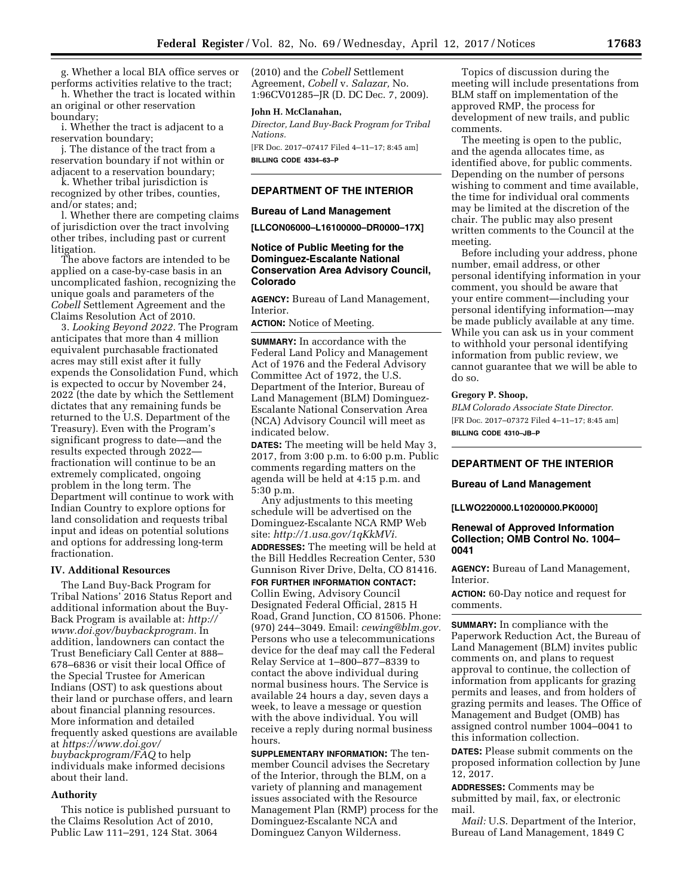g. Whether a local BIA office serves or performs activities relative to the tract;

h. Whether the tract is located within an original or other reservation boundary;

i. Whether the tract is adjacent to a reservation boundary;

j. The distance of the tract from a reservation boundary if not within or adjacent to a reservation boundary;

k. Whether tribal jurisdiction is recognized by other tribes, counties, and/or states; and;

l. Whether there are competing claims of jurisdiction over the tract involving other tribes, including past or current litigation.

The above factors are intended to be applied on a case-by-case basis in an uncomplicated fashion, recognizing the unique goals and parameters of the *Cobell* Settlement Agreement and the Claims Resolution Act of 2010.

3. *Looking Beyond 2022.* The Program anticipates that more than 4 million equivalent purchasable fractionated acres may still exist after it fully expends the Consolidation Fund, which is expected to occur by November 24, 2022 (the date by which the Settlement dictates that any remaining funds be returned to the U.S. Department of the Treasury). Even with the Program's significant progress to date—and the results expected through 2022—fractionation will continue to be an extremely complicated, ongoing problem in the long term. The Department will continue to work with Indian Country to explore options for land consolidation and requests tribal input and ideas on potential solutions and options for addressing long-term fractionation.

## IV. Additional Resources

The Land Buy-Back Program for Tribal Nations' 2016 Status Report and additional information about the Buy-Back Program is available at: *http://www.doi.gov/buybackprogram.* In addition, landowners can contact the Trust Beneficiary Call Center at 888–678–6836 or visit their local Office of the Special Trustee for American Indians (OST) to ask questions about their land or purchase offers, and learn about financial planning resources. More information and detailed frequently asked questions are available at *https://www.doi.gov/buybackprogram/FAQ* to help individuals make informed decisions about their land.

## Authority

This notice is published pursuant to the Claims Resolution Act of 2010, Public Law 111–291, 124 Stat. 3064 (2010) and the *Cobell* Settlement Agreement, *Cobell* v. *Salazar,* No. 1:96CV01285–JR (D. DC Dec. 7, 2009).

**John H. McClanahan,**

*Director, Land Buy-Back Program for Tribal Nations.*

[FR Doc. 2017–07417 Filed 4–11–17; 8:45 am]

**BILLING CODE 4334–63–P**

---

## DEPARTMENT OF THE INTERIOR

### Bureau of Land Management

**[LLCON06000–L16100000–DR0000–17X]**

### Notice of Public Meeting for the Dominguez-Escalante National Conservation Area Advisory Council, Colorado

**AGENCY:** Bureau of Land Management, Interior.

**ACTION:** Notice of Meeting.

**SUMMARY:** In accordance with the Federal Land Policy and Management Act of 1976 and the Federal Advisory Committee Act of 1972, the U.S. Department of the Interior, Bureau of Land Management (BLM) Dominguez-Escalante National Conservation Area (NCA) Advisory Council will meet as indicated below.

**DATES:** The meeting will be held May 3, 2017, from 3:00 p.m. to 6:00 p.m. Public comments regarding matters on the agenda will be held at 4:15 p.m. and 5:30 p.m.

Any adjustments to this meeting schedule will be advertised on the Dominguez-Escalante NCA RMP Web site: *http://1.usa.gov/1qKkMVi.*

**ADDRESSES:** The meeting will be held at the Bill Heddles Recreation Center, 530 Gunnison River Drive, Delta, CO 81416.

**FOR FURTHER INFORMATION CONTACT:** Collin Ewing, Advisory Council Designated Federal Official, 2815 H Road, Grand Junction, CO 81506. Phone: (970) 244–3049. Email: *cewing@blm.gov.* Persons who use a telecommunications device for the deaf may call the Federal Relay Service at 1–800–877–8339 to contact the above individual during normal business hours. The Service is available 24 hours a day, seven days a week, to leave a message or question with the above individual. You will receive a reply during normal business hours.

**SUPPLEMENTARY INFORMATION:** The ten-member Council advises the Secretary of the Interior, through the BLM, on a variety of planning and management issues associated with the Resource Management Plan (RMP) process for the Dominguez-Escalante NCA and Dominguez Canyon Wilderness.

Topics of discussion during the meeting will include presentations from BLM staff on implementation of the approved RMP, the process for development of new trails, and public comments.

The meeting is open to the public, and the agenda allocates time, as identified above, for public comments. Depending on the number of persons wishing to comment and time available, the time for individual oral comments may be limited at the discretion of the chair. The public may also present written comments to the Council at the meeting.

Before including your address, phone number, email address, or other personal identifying information in your comment, you should be aware that your entire comment—including your personal identifying information—may be made publicly available at any time. While you can ask us in your comment to withhold your personal identifying information from public review, we cannot guarantee that we will be able to do so.

**Gregory P. Shoop,**

*BLM Colorado Associate State Director.*

[FR Doc. 2017–07372 Filed 4–11–17; 8:45 am]

**BILLING CODE 4310–JB–P**

---

## DEPARTMENT OF THE INTERIOR

### Bureau of Land Management

**[LLWO220000.L10200000.PK0000]**

### Renewal of Approved Information Collection; OMB Control No. 1004–0041

**AGENCY:** Bureau of Land Management, Interior.

**ACTION:** 60-Day notice and request for comments.

**SUMMARY:** In compliance with the Paperwork Reduction Act, the Bureau of Land Management (BLM) invites public comments on, and plans to request approval to continue, the collection of information from applicants for grazing permits and leases, and from holders of grazing permits and leases. The Office of Management and Budget (OMB) has assigned control number 1004–0041 to this information collection.

**DATES:** Please submit comments on the proposed information collection by June 12, 2017.

**ADDRESSES:** Comments may be submitted by mail, fax, or electronic mail.

*Mail:* U.S. Department of the Interior, Bureau of Land Management, 1849 C